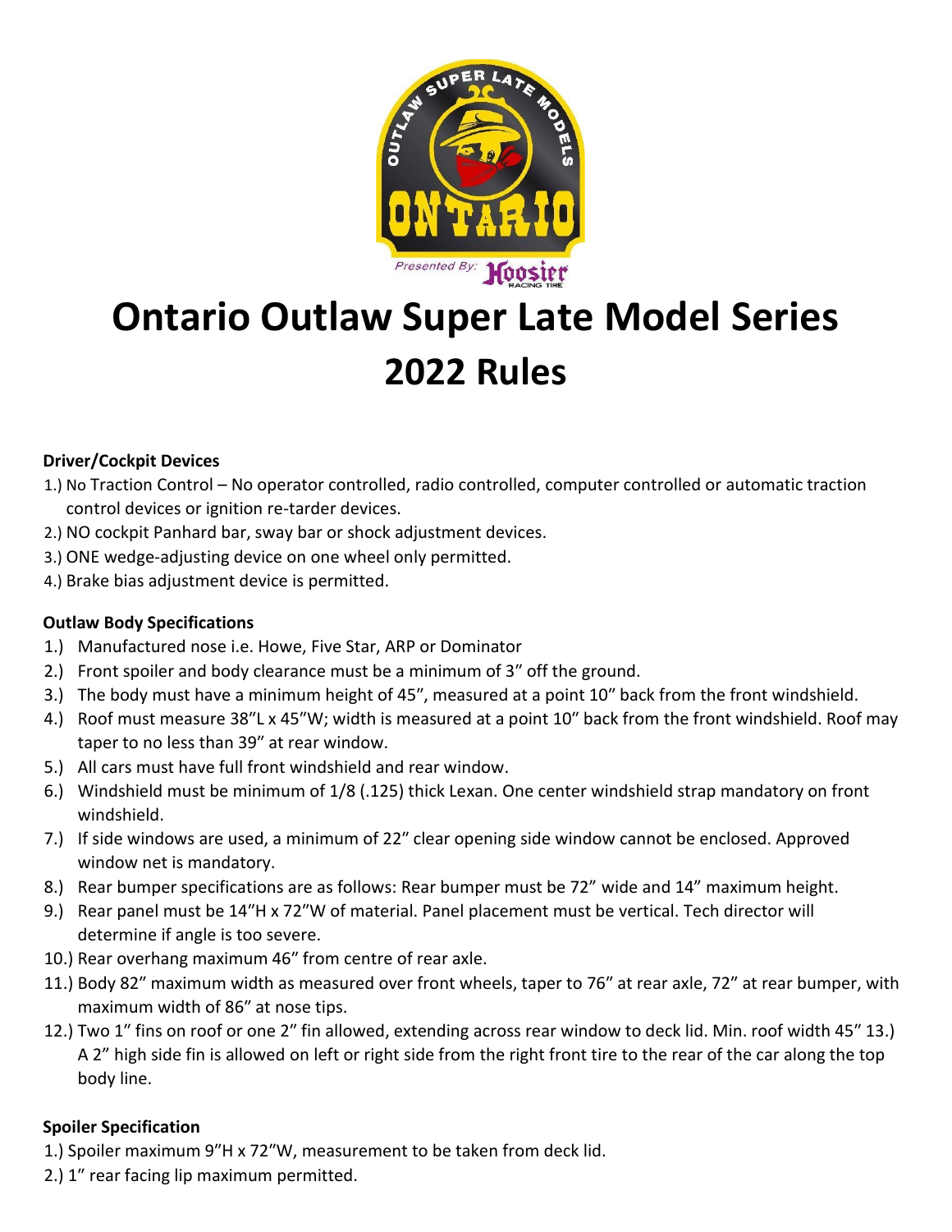# Ontario Outlaw Super Late Model Series
# 2022 Rules

### Driver/Cockpit Devices

1.) No Traction Control – No operator controlled, radio controlled, computer controlled or automatic traction control devices or ignition re-tarder devices.
2.) NO cockpit Panhard bar, sway bar or shock adjustment devices.
3.) ONE wedge-adjusting device on one wheel only permitted.
4.) Brake bias adjustment device is permitted.

### Outlaw Body Specifications

1.) Manufactured nose i.e. Howe, Five Star, ARP or Dominator
2.) Front spoiler and body clearance must be a minimum of 3" off the ground.
3.) The body must have a minimum height of 45", measured at a point 10" back from the front windshield.
4.) Roof must measure 38"L x 45"W; width is measured at a point 10" back from the front windshield. Roof may taper to no less than 39" at rear window.
5.) All cars must have full front windshield and rear window.
6.) Windshield must be minimum of 1/8 (.125) thick Lexan. One center windshield strap mandatory on front windshield.
7.) If side windows are used, a minimum of 22" clear opening side window cannot be enclosed. Approved window net is mandatory.
8.) Rear bumper specifications are as follows: Rear bumper must be 72" wide and 14" maximum height.
9.) Rear panel must be 14"H x 72"W of material. Panel placement must be vertical. Tech director will determine if angle is too severe.
10.) Rear overhang maximum 46" from centre of rear axle.
11.) Body 82" maximum width as measured over front wheels, taper to 76" at rear axle, 72" at rear bumper, with maximum width of 86" at nose tips.
12.) Two 1" fins on roof or one 2" fin allowed, extending across rear window to deck lid. Min. roof width 45" 13.) A 2" high side fin is allowed on left or right side from the right front tire to the rear of the car along the top body line.

### Spoiler Specification

1.) Spoiler maximum 9"H x 72"W, measurement to be taken from deck lid.
2.) 1" rear facing lip maximum permitted.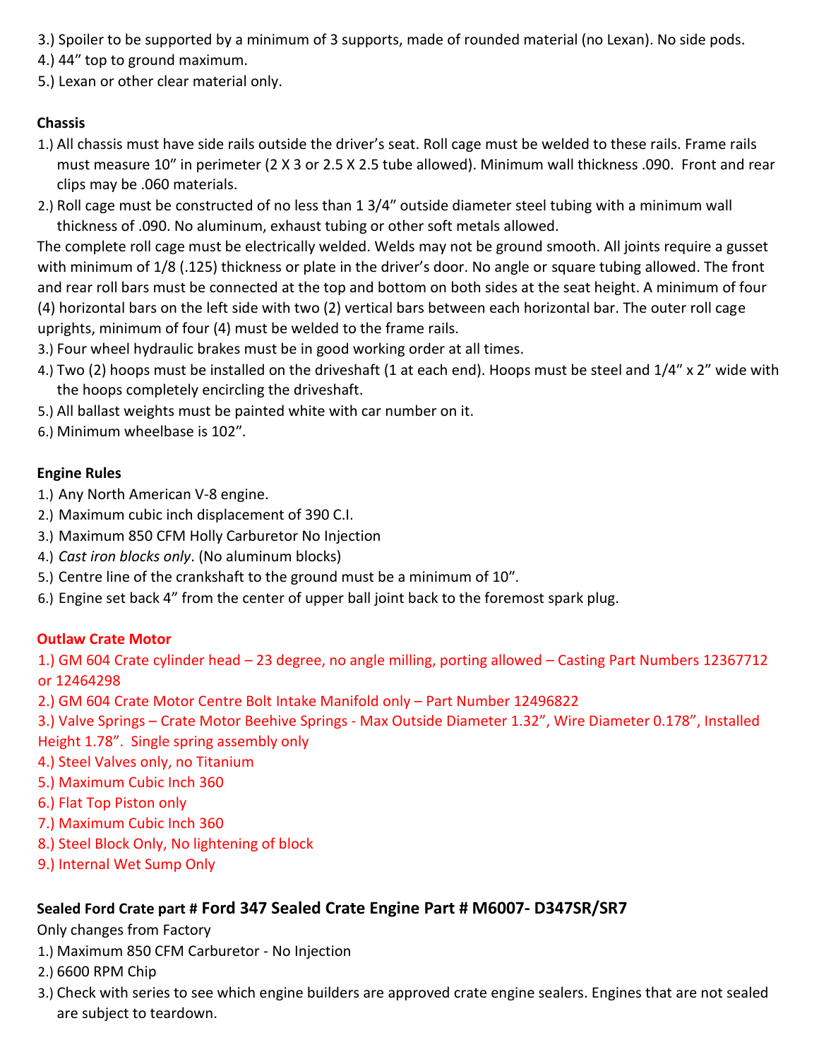3.) Spoiler to be supported by a minimum of 3 supports, made of rounded material (no Lexan). No side pods.
4.) 44" top to ground maximum.
5.) Lexan or other clear material only.

**Chassis**

1.) All chassis must have side rails outside the driver's seat. Roll cage must be welded to these rails. Frame rails must measure 10" in perimeter (2 X 3 or 2.5 X 2.5 tube allowed). Minimum wall thickness .090. Front and rear clips may be .060 materials.
2.) Roll cage must be constructed of no less than 1 3/4" outside diameter steel tubing with a minimum wall thickness of .090. No aluminum, exhaust tubing or other soft metals allowed.

The complete roll cage must be electrically welded. Welds may not be ground smooth. All joints require a gusset with minimum of 1/8 (.125) thickness or plate in the driver's door. No angle or square tubing allowed. The front and rear roll bars must be connected at the top and bottom on both sides at the seat height. A minimum of four (4) horizontal bars on the left side with two (2) vertical bars between each horizontal bar. The outer roll cage uprights, minimum of four (4) must be welded to the frame rails.

3.) Four wheel hydraulic brakes must be in good working order at all times.
4.) Two (2) hoops must be installed on the driveshaft (1 at each end). Hoops must be steel and 1/4" x 2" wide with the hoops completely encircling the driveshaft.
5.) All ballast weights must be painted white with car number on it.
6.) Minimum wheelbase is 102".

**Engine Rules**

1.) Any North American V-8 engine.
2.) Maximum cubic inch displacement of 390 C.I.
3.) Maximum 850 CFM Holly Carburetor No Injection
4.) *Cast iron blocks only*. (No aluminum blocks)
5.) Centre line of the crankshaft to the ground must be a minimum of 10".
6.) Engine set back 4" from the center of upper ball joint back to the foremost spark plug.

**Outlaw Crate Motor**

1.) GM 604 Crate cylinder head – 23 degree, no angle milling, porting allowed – Casting Part Numbers 12367712 or 12464298
2.) GM 604 Crate Motor Centre Bolt Intake Manifold only – Part Number 12496822
3.) Valve Springs – Crate Motor Beehive Springs - Max Outside Diameter 1.32", Wire Diameter 0.178", Installed Height 1.78". Single spring assembly only
4.) Steel Valves only, no Titanium
5.) Maximum Cubic Inch 360
6.) Flat Top Piston only
7.) Maximum Cubic Inch 360
8.) Steel Block Only, No lightening of block
9.) Internal Wet Sump Only

**Sealed Ford Crate part # Ford 347 Sealed Crate Engine Part # M6007- D347SR/SR7**

Only changes from Factory

1.) Maximum 850 CFM Carburetor - No Injection
2.) 6600 RPM Chip
3.) Check with series to see which engine builders are approved crate engine sealers. Engines that are not sealed are subject to teardown.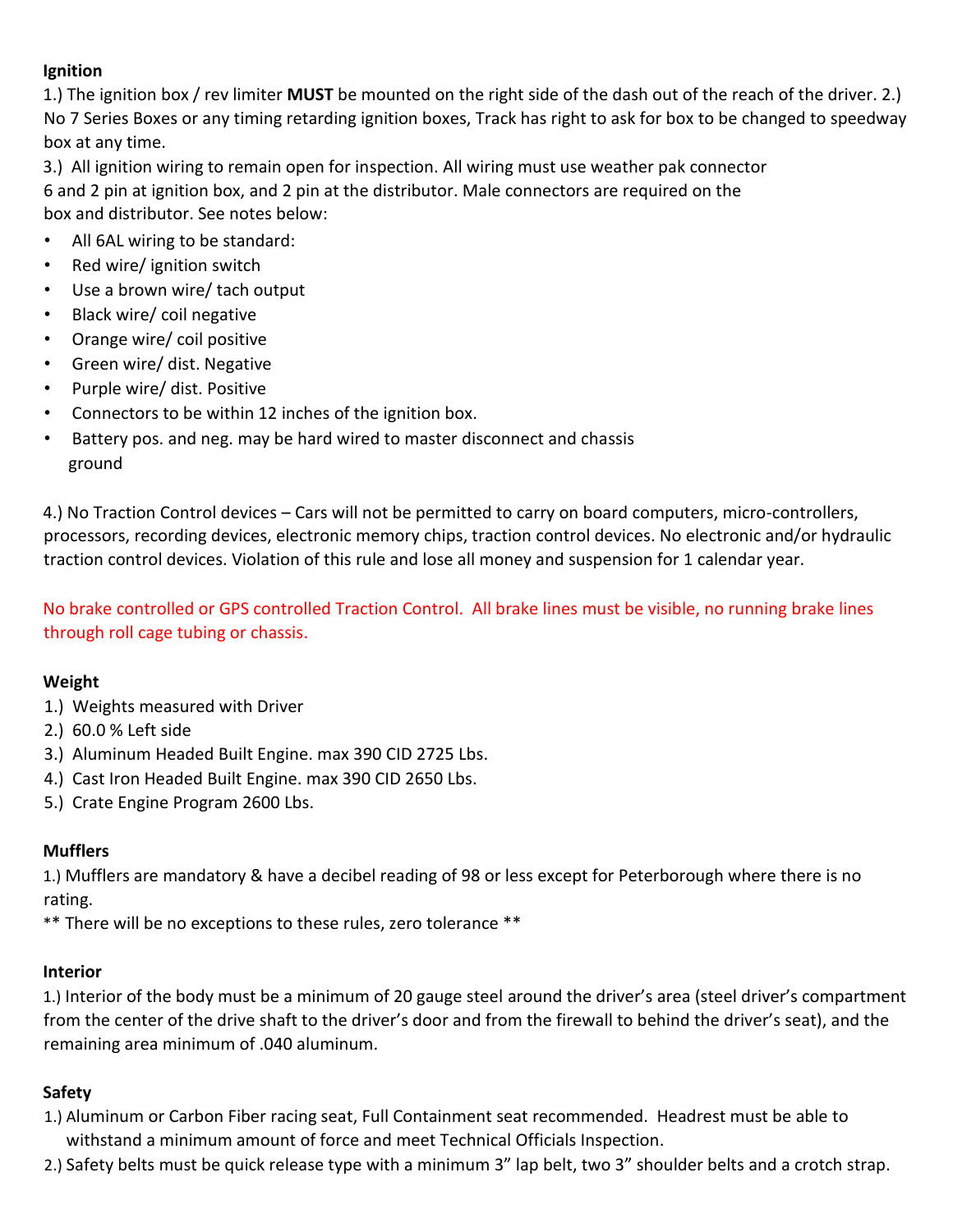**Ignition**

1.) The ignition box / rev limiter **MUST** be mounted on the right side of the dash out of the reach of the driver. 2.) No 7 Series Boxes or any timing retarding ignition boxes, Track has right to ask for box to be changed to speedway box at any time.

3.) All ignition wiring to remain open for inspection. All wiring must use weather pak connector 6 and 2 pin at ignition box, and 2 pin at the distributor. Male connectors are required on the box and distributor. See notes below:

- All 6AL wiring to be standard:
- Red wire/ ignition switch
- Use a brown wire/ tach output
- Black wire/ coil negative
- Orange wire/ coil positive
- Green wire/ dist. Negative
- Purple wire/ dist. Positive
- Connectors to be within 12 inches of the ignition box.
- Battery pos. and neg. may be hard wired to master disconnect and chassis ground

4.) No Traction Control devices – Cars will not be permitted to carry on board computers, micro-controllers, processors, recording devices, electronic memory chips, traction control devices. No electronic and/or hydraulic traction control devices. Violation of this rule and lose all money and suspension for 1 calendar year.

No brake controlled or GPS controlled Traction Control. All brake lines must be visible, no running brake lines through roll cage tubing or chassis.

**Weight**

1.) Weights measured with Driver
2.) 60.0 % Left side
3.) Aluminum Headed Built Engine. max 390 CID 2725 Lbs.
4.) Cast Iron Headed Built Engine. max 390 CID 2650 Lbs.
5.) Crate Engine Program 2600 Lbs.

**Mufflers**

1.) Mufflers are mandatory & have a decibel reading of 98 or less except for Peterborough where there is no rating.

** There will be no exceptions to these rules, zero tolerance **

**Interior**

1.) Interior of the body must be a minimum of 20 gauge steel around the driver's area (steel driver's compartment from the center of the drive shaft to the driver's door and from the firewall to behind the driver's seat), and the remaining area minimum of .040 aluminum.

**Safety**

1.) Aluminum or Carbon Fiber racing seat, Full Containment seat recommended. Headrest must be able to withstand a minimum amount of force and meet Technical Officials Inspection.
2.) Safety belts must be quick release type with a minimum 3" lap belt, two 3" shoulder belts and a crotch strap.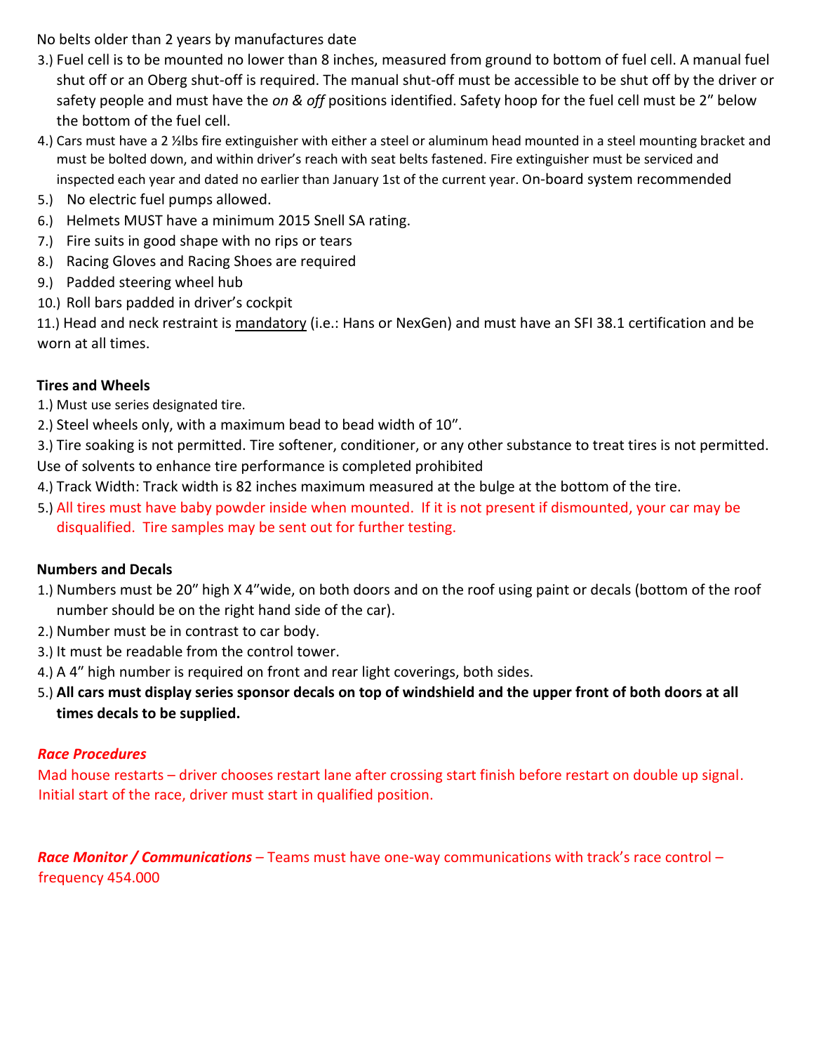No belts older than 2 years by manufactures date

3.) Fuel cell is to be mounted no lower than 8 inches, measured from ground to bottom of fuel cell. A manual fuel shut off or an Oberg shut-off is required. The manual shut-off must be accessible to be shut off by the driver or safety people and must have the *on & off* positions identified. Safety hoop for the fuel cell must be 2" below the bottom of the fuel cell.

4.) Cars must have a 2 ½lbs fire extinguisher with either a steel or aluminum head mounted in a steel mounting bracket and must be bolted down, and within driver's reach with seat belts fastened. Fire extinguisher must be serviced and inspected each year and dated no earlier than January 1st of the current year. On-board system recommended

5.) No electric fuel pumps allowed.

6.) Helmets MUST have a minimum 2015 Snell SA rating.

7.) Fire suits in good shape with no rips or tears

8.) Racing Gloves and Racing Shoes are required

9.) Padded steering wheel hub

10.) Roll bars padded in driver's cockpit

11.) Head and neck restraint is mandatory (i.e.: Hans or NexGen) and must have an SFI 38.1 certification and be worn at all times.

**Tires and Wheels**

1.) Must use series designated tire.

2.) Steel wheels only, with a maximum bead to bead width of 10".

3.) Tire soaking is not permitted. Tire softener, conditioner, or any other substance to treat tires is not permitted. Use of solvents to enhance tire performance is completed prohibited

4.) Track Width: Track width is 82 inches maximum measured at the bulge at the bottom of the tire.

5.) All tires must have baby powder inside when mounted. If it is not present if dismounted, your car may be disqualified. Tire samples may be sent out for further testing.

**Numbers and Decals**

1.) Numbers must be 20" high X 4"wide, on both doors and on the roof using paint or decals (bottom of the roof number should be on the right hand side of the car).

2.) Number must be in contrast to car body.

3.) It must be readable from the control tower.

4.) A 4" high number is required on front and rear light coverings, both sides.

5.) **All cars must display series sponsor decals on top of windshield and the upper front of both doors at all times decals to be supplied.**

***Race Procedures***

Mad house restarts – driver chooses restart lane after crossing start finish before restart on double up signal. Initial start of the race, driver must start in qualified position.

***Race Monitor / Communications*** – Teams must have one-way communications with track's race control – frequency 454.000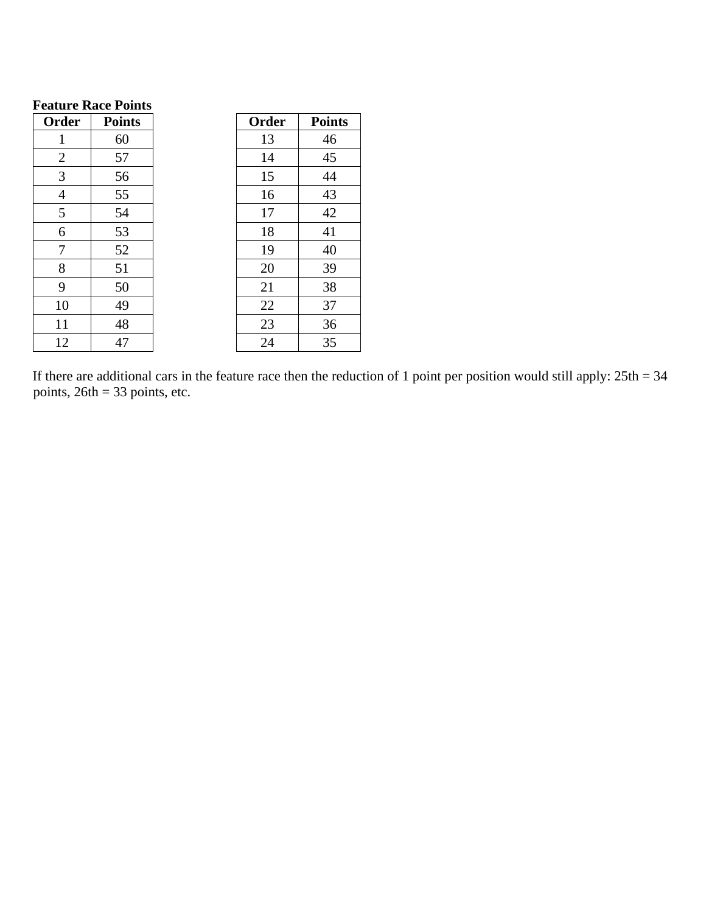**Feature Race Points**

| Order | Points |
|---|---|
| 1 | 60 |
| 2 | 57 |
| 3 | 56 |
| 4 | 55 |
| 5 | 54 |
| 6 | 53 |
| 7 | 52 |
| 8 | 51 |
| 9 | 50 |
| 10 | 49 |
| 11 | 48 |
| 12 | 47 |

| Order | Points |
|---|---|
| 13 | 46 |
| 14 | 45 |
| 15 | 44 |
| 16 | 43 |
| 17 | 42 |
| 18 | 41 |
| 19 | 40 |
| 20 | 39 |
| 21 | 38 |
| 22 | 37 |
| 23 | 36 |
| 24 | 35 |

If there are additional cars in the feature race then the reduction of 1 point per position would still apply: 25th = 34 points, 26th = 33 points, etc.